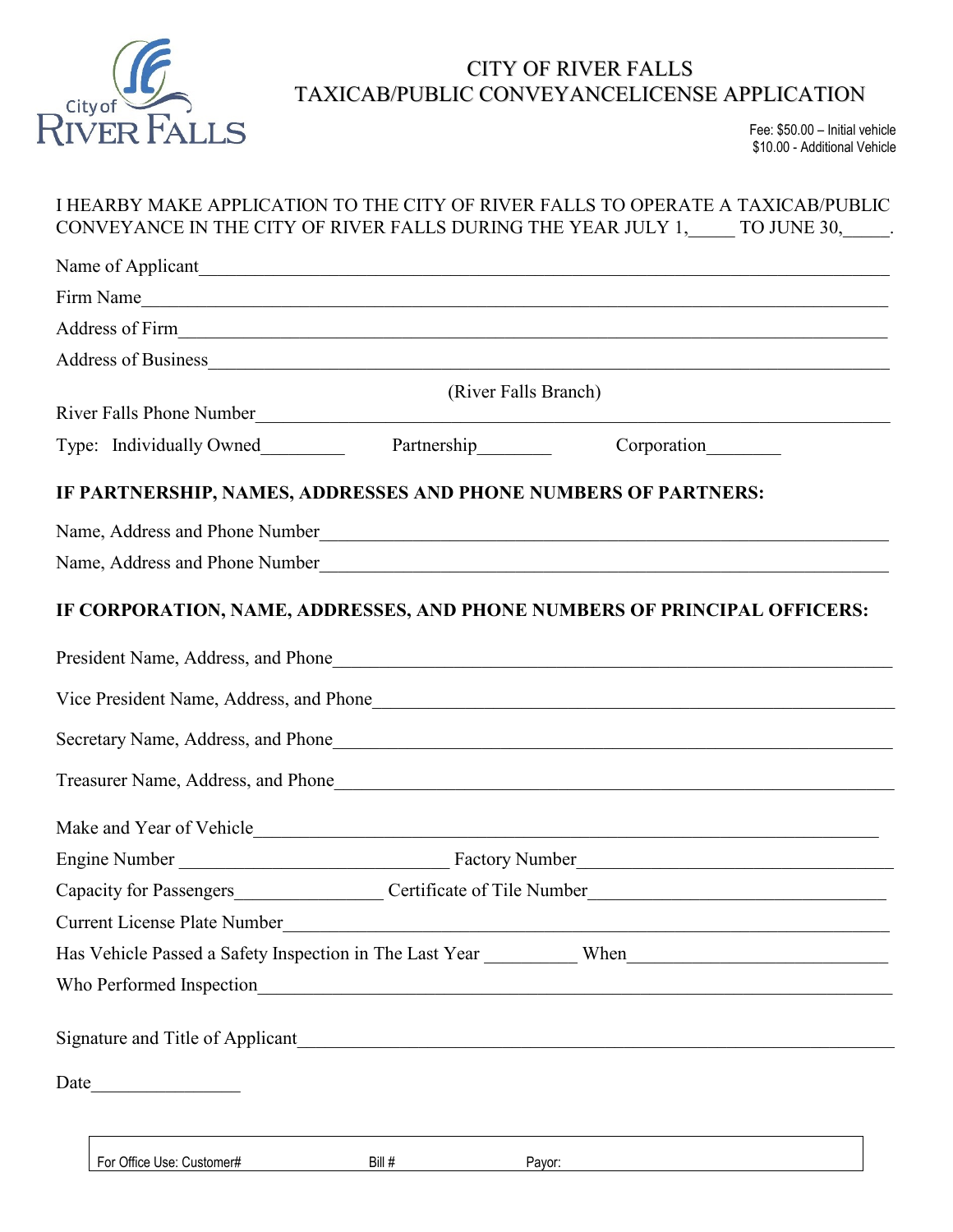# CITY OF RIVER FALLS
## TAXICAB/PUBLIC CONVEYANCELICENSE APPLICATION

Fee: $50.00 – Initial vehicle
$10.00 - Additional Vehicle

I HEARBY MAKE APPLICATION TO THE CITY OF RIVER FALLS TO OPERATE A TAXICAB/PUBLIC CONVEYANCE IN THE CITY OF RIVER FALLS DURING THE YEAR JULY 1,_____ TO JUNE 30,_____.

Name of Applicant________________________________________________________________

Firm Name________________________________________________________________

Address of Firm________________________________________________________________

Address of Business________________________________________________________________

(River Falls Branch)

River Falls Phone Number________________________________________________________________

Type: Individually Owned_________ Partnership________ Corporation________

**IF PARTNERSHIP, NAMES, ADDRESSES AND PHONE NUMBERS OF PARTNERS:**

Name, Address and Phone Number________________________________________________________________

Name, Address and Phone Number________________________________________________________________

**IF CORPORATION, NAME, ADDRESSES, AND PHONE NUMBERS OF PRINCIPAL OFFICERS:**

President Name, Address, and Phone________________________________________________________________

Vice President Name, Address, and Phone________________________________________________________________

Secretary Name, Address, and Phone________________________________________________________________

Treasurer Name, Address, and Phone________________________________________________________________

Make and Year of Vehicle________________________________________________________________

Engine Number ____________________________ Factory Number________________________________

Capacity for Passengers________________ Certificate of Tile Number________________________________

Current License Plate Number________________________________________________________________

Has Vehicle Passed a Safety Inspection in The Last Year __________ When____________________________

Who Performed Inspection________________________________________________________________

Signature and Title of Applicant________________________________________________________________

Date________________

For Office Use: Customer# Bill # Payor: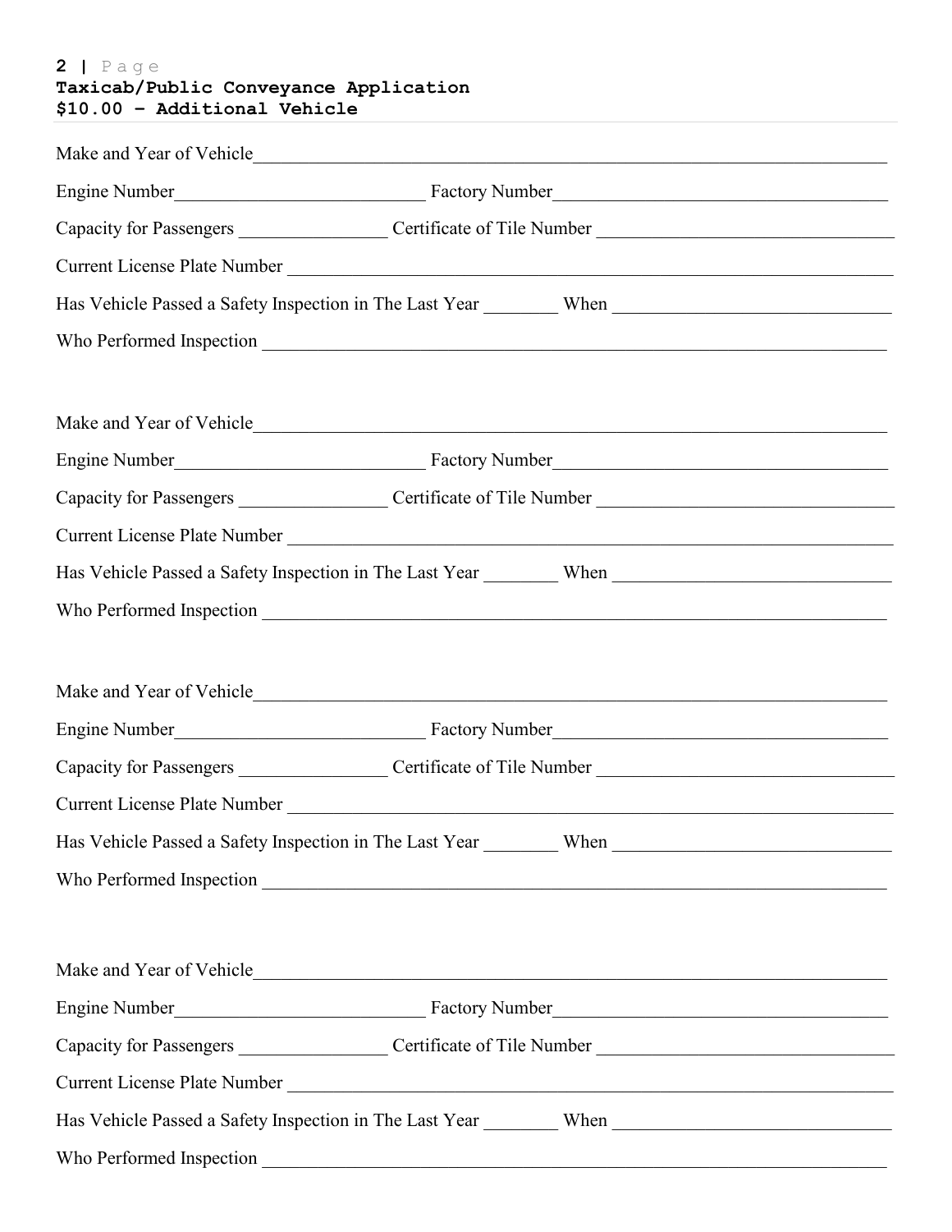**Taxicab/Public Conveyance Application**
**$10.00 – Additional Vehicle**

Make and Year of Vehicle\_\_\_\_\_\_\_\_\_\_\_\_\_\_\_\_\_\_\_\_\_\_\_\_\_\_\_\_\_\_\_\_\_\_\_\_\_\_\_\_

Engine Number\_\_\_\_\_\_\_\_\_\_\_\_\_\_\_\_\_\_\_\_ Factory Number\_\_\_\_\_\_\_\_\_\_\_\_\_\_\_\_\_\_\_\_\_\_\_\_

Capacity for Passengers \_\_\_\_\_\_\_\_\_\_\_\_ Certificate of Tile Number \_\_\_\_\_\_\_\_\_\_\_\_\_\_\_\_\_\_\_\_

Current License Plate Number \_\_\_\_\_\_\_\_\_\_\_\_\_\_\_\_\_\_\_\_\_\_\_\_\_\_\_\_\_\_\_\_\_\_\_\_\_\_\_\_

Has Vehicle Passed a Safety Inspection in The Last Year \_\_\_\_\_\_\_\_ When \_\_\_\_\_\_\_\_\_\_\_\_\_\_\_\_\_\_\_\_

Who Performed Inspection \_\_\_\_\_\_\_\_\_\_\_\_\_\_\_\_\_\_\_\_\_\_\_\_\_\_\_\_\_\_\_\_\_\_\_\_\_\_\_\_

Make and Year of Vehicle\_\_\_\_\_\_\_\_\_\_\_\_\_\_\_\_\_\_\_\_\_\_\_\_\_\_\_\_\_\_\_\_\_\_\_\_\_\_\_\_

Engine Number\_\_\_\_\_\_\_\_\_\_\_\_\_\_\_\_\_\_\_\_ Factory Number\_\_\_\_\_\_\_\_\_\_\_\_\_\_\_\_\_\_\_\_\_\_\_\_

Capacity for Passengers \_\_\_\_\_\_\_\_\_\_\_\_ Certificate of Tile Number \_\_\_\_\_\_\_\_\_\_\_\_\_\_\_\_\_\_\_\_

Current License Plate Number \_\_\_\_\_\_\_\_\_\_\_\_\_\_\_\_\_\_\_\_\_\_\_\_\_\_\_\_\_\_\_\_\_\_\_\_\_\_\_\_

Has Vehicle Passed a Safety Inspection in The Last Year \_\_\_\_\_\_\_\_ When \_\_\_\_\_\_\_\_\_\_\_\_\_\_\_\_\_\_\_\_

Who Performed Inspection \_\_\_\_\_\_\_\_\_\_\_\_\_\_\_\_\_\_\_\_\_\_\_\_\_\_\_\_\_\_\_\_\_\_\_\_\_\_\_\_

Make and Year of Vehicle\_\_\_\_\_\_\_\_\_\_\_\_\_\_\_\_\_\_\_\_\_\_\_\_\_\_\_\_\_\_\_\_\_\_\_\_\_\_\_\_

Engine Number\_\_\_\_\_\_\_\_\_\_\_\_\_\_\_\_\_\_\_\_ Factory Number\_\_\_\_\_\_\_\_\_\_\_\_\_\_\_\_\_\_\_\_\_\_\_\_

Capacity for Passengers \_\_\_\_\_\_\_\_\_\_\_\_ Certificate of Tile Number \_\_\_\_\_\_\_\_\_\_\_\_\_\_\_\_\_\_\_\_

Current License Plate Number \_\_\_\_\_\_\_\_\_\_\_\_\_\_\_\_\_\_\_\_\_\_\_\_\_\_\_\_\_\_\_\_\_\_\_\_\_\_\_\_

Has Vehicle Passed a Safety Inspection in The Last Year \_\_\_\_\_\_\_\_ When \_\_\_\_\_\_\_\_\_\_\_\_\_\_\_\_\_\_\_\_

Who Performed Inspection \_\_\_\_\_\_\_\_\_\_\_\_\_\_\_\_\_\_\_\_\_\_\_\_\_\_\_\_\_\_\_\_\_\_\_\_\_\_\_\_

Make and Year of Vehicle\_\_\_\_\_\_\_\_\_\_\_\_\_\_\_\_\_\_\_\_\_\_\_\_\_\_\_\_\_\_\_\_\_\_\_\_\_\_\_\_

Engine Number\_\_\_\_\_\_\_\_\_\_\_\_\_\_\_\_\_\_\_\_ Factory Number\_\_\_\_\_\_\_\_\_\_\_\_\_\_\_\_\_\_\_\_\_\_\_\_

Capacity for Passengers \_\_\_\_\_\_\_\_\_\_\_\_ Certificate of Tile Number \_\_\_\_\_\_\_\_\_\_\_\_\_\_\_\_\_\_\_\_

Current License Plate Number \_\_\_\_\_\_\_\_\_\_\_\_\_\_\_\_\_\_\_\_\_\_\_\_\_\_\_\_\_\_\_\_\_\_\_\_\_\_\_\_

Has Vehicle Passed a Safety Inspection in The Last Year \_\_\_\_\_\_\_\_ When \_\_\_\_\_\_\_\_\_\_\_\_\_\_\_\_\_\_\_\_

Who Performed Inspection \_\_\_\_\_\_\_\_\_\_\_\_\_\_\_\_\_\_\_\_\_\_\_\_\_\_\_\_\_\_\_\_\_\_\_\_\_\_\_\_